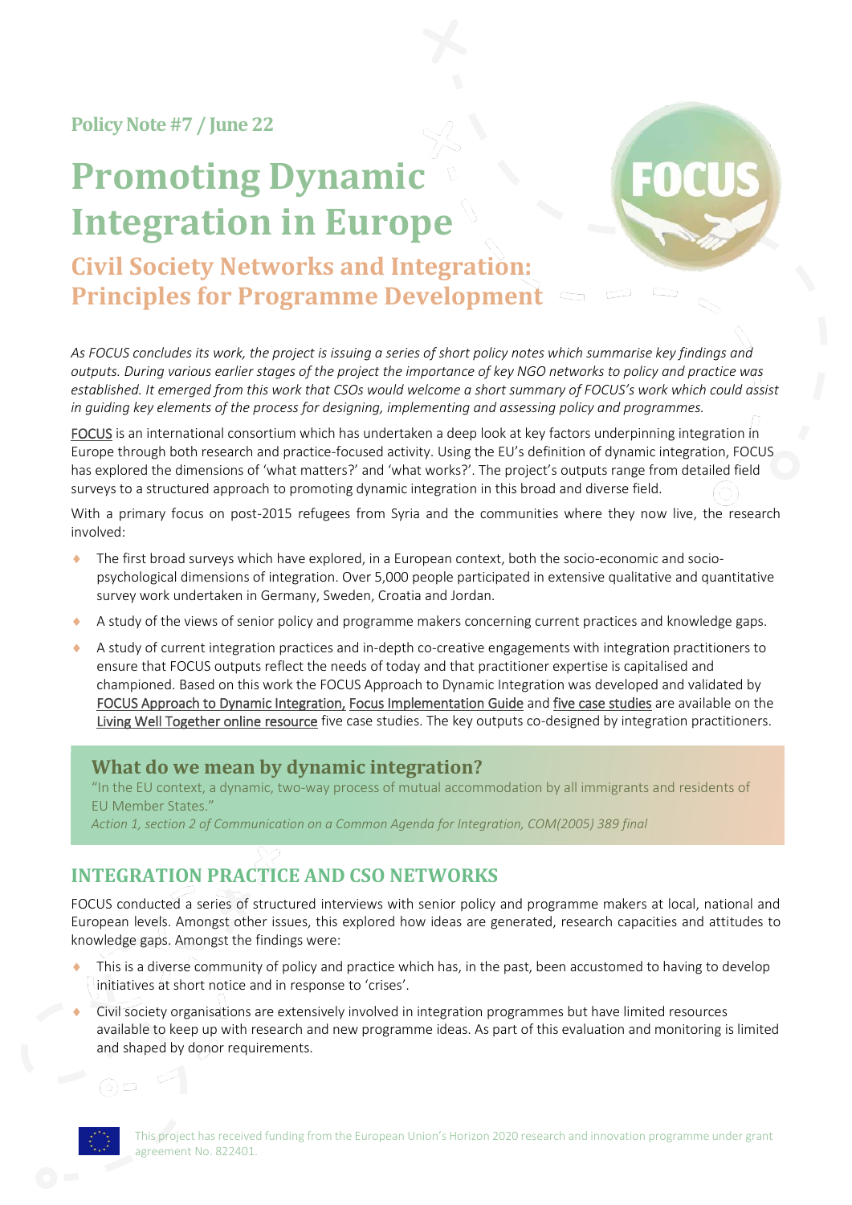Policy Note #7 / June 22

# Promoting Dynamic Integration in Europe

## Civil Society Networks and Integration: Principles for Programme Development

*As FOCUS concludes its work, the project is issuing a series of short policy notes which summarise key findings and outputs. During various earlier stages of the project the importance of key NGO networks to policy and practice was established. It emerged from this work that CSOs would welcome a short summary of FOCUS's work which could assist in guiding key elements of the process for designing, implementing and assessing policy and programmes.*

FOCUS is an international consortium which has undertaken a deep look at key factors underpinning integration in Europe through both research and practice-focused activity. Using the EU's definition of dynamic integration, FOCUS has explored the dimensions of 'what matters?' and 'what works?'. The project's outputs range from detailed field surveys to a structured approach to promoting dynamic integration in this broad and diverse field.

With a primary focus on post-2015 refugees from Syria and the communities where they now live, the research involved:

- The first broad surveys which have explored, in a European context, both the socio-economic and socio-psychological dimensions of integration. Over 5,000 people participated in extensive qualitative and quantitative survey work undertaken in Germany, Sweden, Croatia and Jordan.
- A study of the views of senior policy and programme makers concerning current practices and knowledge gaps.
- A study of current integration practices and in-depth co-creative engagements with integration practitioners to ensure that FOCUS outputs reflect the needs of today and that practitioner expertise is capitalised and championed. Based on this work the FOCUS Approach to Dynamic Integration was developed and validated by FOCUS Approach to Dynamic Integration, Focus Implementation Guide and five case studies are available on the Living Well Together online resource five case studies. The key outputs co-designed by integration practitioners.

### What do we mean by dynamic integration?

"In the EU context, a dynamic, two-way process of mutual accommodation by all immigrants and residents of EU Member States."

*Action 1, section 2 of Communication on a Common Agenda for Integration, COM(2005) 389 final*

## INTEGRATION PRACTICE AND CSO NETWORKS

FOCUS conducted a series of structured interviews with senior policy and programme makers at local, national and European levels. Amongst other issues, this explored how ideas are generated, research capacities and attitudes to knowledge gaps. Amongst the findings were:

- This is a diverse community of policy and practice which has, in the past, been accustomed to having to develop initiatives at short notice and in response to 'crises'.
- Civil society organisations are extensively involved in integration programmes but have limited resources available to keep up with research and new programme ideas. As part of this evaluation and monitoring is limited and shaped by donor requirements.

This project has received funding from the European Union's Horizon 2020 research and innovation programme under grant agreement No. 822401.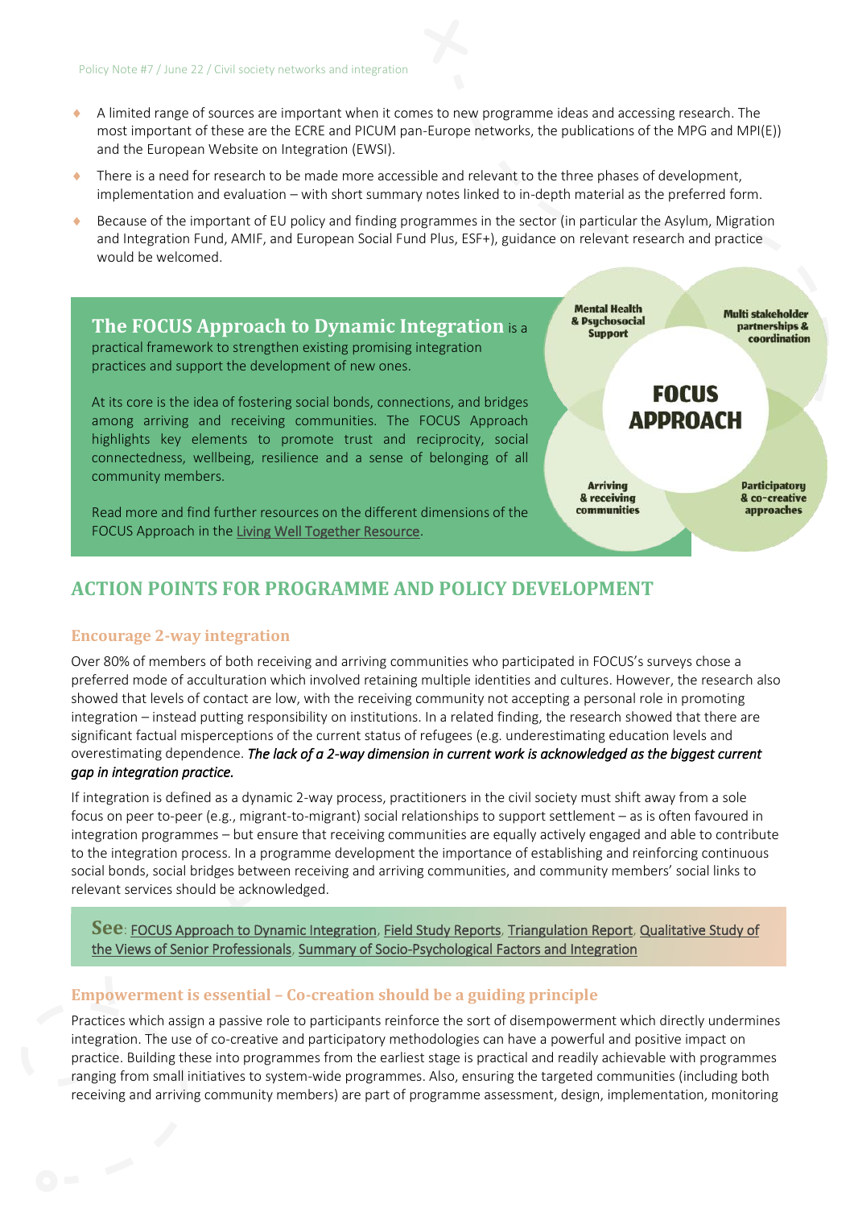- A limited range of sources are important when it comes to new programme ideas and accessing research. The most important of these are the ECRE and PICUM pan-Europe networks, the publications of the MPG and MPI(E)) and the European Website on Integration (EWSI).
- There is a need for research to be made more accessible and relevant to the three phases of development, implementation and evaluation – with short summary notes linked to in-depth material as the preferred form.
- Because of the important of EU policy and finding programmes in the sector (in particular the Asylum, Migration and Integration Fund, AMIF, and European Social Fund Plus, ESF+), guidance on relevant research and practice would be welcomed.

**The FOCUS Approach to Dynamic Integration** is a practical framework to strengthen existing promising integration practices and support the development of new ones.

At its core is the idea of fostering social bonds, connections, and bridges among arriving and receiving communities. The FOCUS Approach highlights key elements to promote trust and reciprocity, social connectedness, wellbeing, resilience and a sense of belonging of all community members.

Read more and find further resources on the different dimensions of the FOCUS Approach in the Living Well Together Resource.

**FOCUS APPROACH**: Mental Health & Psychosocial Support; Multi stakeholder partnerships & coordination; Arriving & receiving communities; Participatory & co-creative approaches

## ACTION POINTS FOR PROGRAMME AND POLICY DEVELOPMENT

### Encourage 2-way integration

Over 80% of members of both receiving and arriving communities who participated in FOCUS's surveys chose a preferred mode of acculturation which involved retaining multiple identities and cultures. However, the research also showed that levels of contact are low, with the receiving community not accepting a personal role in promoting integration – instead putting responsibility on institutions. In a related finding, the research showed that there are significant factual misperceptions of the current status of refugees (e.g. underestimating education levels and overestimating dependence. ***The lack of a 2-way dimension in current work is acknowledged as the biggest current gap in integration practice.***

If integration is defined as a dynamic 2-way process, practitioners in the civil society must shift away from a sole focus on peer to-peer (e.g., migrant-to-migrant) social relationships to support settlement – as is often favoured in integration programmes – but ensure that receiving communities are equally actively engaged and able to contribute to the integration process. In a programme development the importance of establishing and reinforcing continuous social bonds, social bridges between receiving and arriving communities, and community members' social links to relevant services should be acknowledged.

**See**: FOCUS Approach to Dynamic Integration, Field Study Reports, Triangulation Report, Qualitative Study of the Views of Senior Professionals, Summary of Socio-Psychological Factors and Integration

### Empowerment is essential – Co-creation should be a guiding principle

Practices which assign a passive role to participants reinforce the sort of disempowerment which directly undermines integration. The use of co-creative and participatory methodologies can have a powerful and positive impact on practice. Building these into programmes from the earliest stage is practical and readily achievable with programmes ranging from small initiatives to system-wide programmes. Also, ensuring the targeted communities (including both receiving and arriving community members) are part of programme assessment, design, implementation, monitoring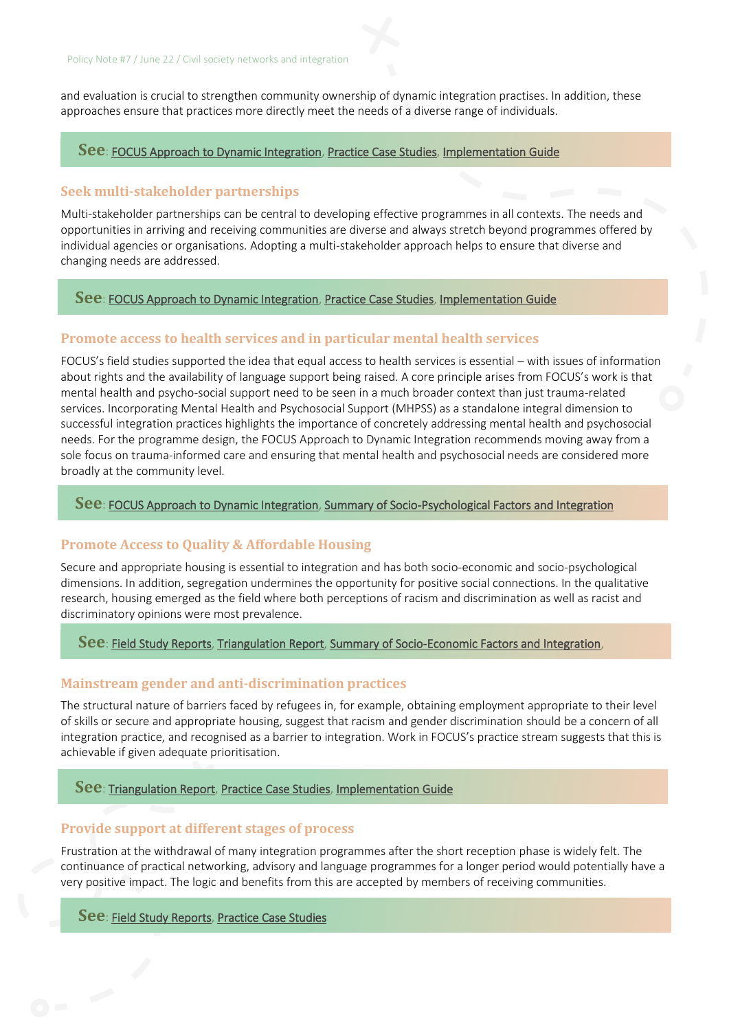and evaluation is crucial to strengthen community ownership of dynamic integration practises. In addition, these approaches ensure that practices more directly meet the needs of a diverse range of individuals.

**See**: FOCUS Approach to Dynamic Integration, Practice Case Studies, Implementation Guide

### Seek multi-stakeholder partnerships

Multi-stakeholder partnerships can be central to developing effective programmes in all contexts. The needs and opportunities in arriving and receiving communities are diverse and always stretch beyond programmes offered by individual agencies or organisations. Adopting a multi-stakeholder approach helps to ensure that diverse and changing needs are addressed.

**See**: FOCUS Approach to Dynamic Integration, Practice Case Studies, Implementation Guide

### Promote access to health services and in particular mental health services

FOCUS's field studies supported the idea that equal access to health services is essential – with issues of information about rights and the availability of language support being raised. A core principle arises from FOCUS's work is that mental health and psycho-social support need to be seen in a much broader context than just trauma-related services. Incorporating Mental Health and Psychosocial Support (MHPSS) as a standalone integral dimension to successful integration practices highlights the importance of concretely addressing mental health and psychosocial needs. For the programme design, the FOCUS Approach to Dynamic Integration recommends moving away from a sole focus on trauma-informed care and ensuring that mental health and psychosocial needs are considered more broadly at the community level.

**See**: FOCUS Approach to Dynamic Integration, Summary of Socio-Psychological Factors and Integration

### Promote Access to Quality & Affordable Housing

Secure and appropriate housing is essential to integration and has both socio-economic and socio-psychological dimensions. In addition, segregation undermines the opportunity for positive social connections. In the qualitative research, housing emerged as the field where both perceptions of racism and discrimination as well as racist and discriminatory opinions were most prevalence.

**See**: Field Study Reports, Triangulation Report, Summary of Socio-Economic Factors and Integration,

### Mainstream gender and anti-discrimination practices

The structural nature of barriers faced by refugees in, for example, obtaining employment appropriate to their level of skills or secure and appropriate housing, suggest that racism and gender discrimination should be a concern of all integration practice, and recognised as a barrier to integration. Work in FOCUS's practice stream suggests that this is achievable if given adequate prioritisation.

**See**: Triangulation Report, Practice Case Studies, Implementation Guide

### Provide support at different stages of process

Frustration at the withdrawal of many integration programmes after the short reception phase is widely felt. The continuance of practical networking, advisory and language programmes for a longer period would potentially have a very positive impact. The logic and benefits from this are accepted by members of receiving communities.

**See**: Field Study Reports, Practice Case Studies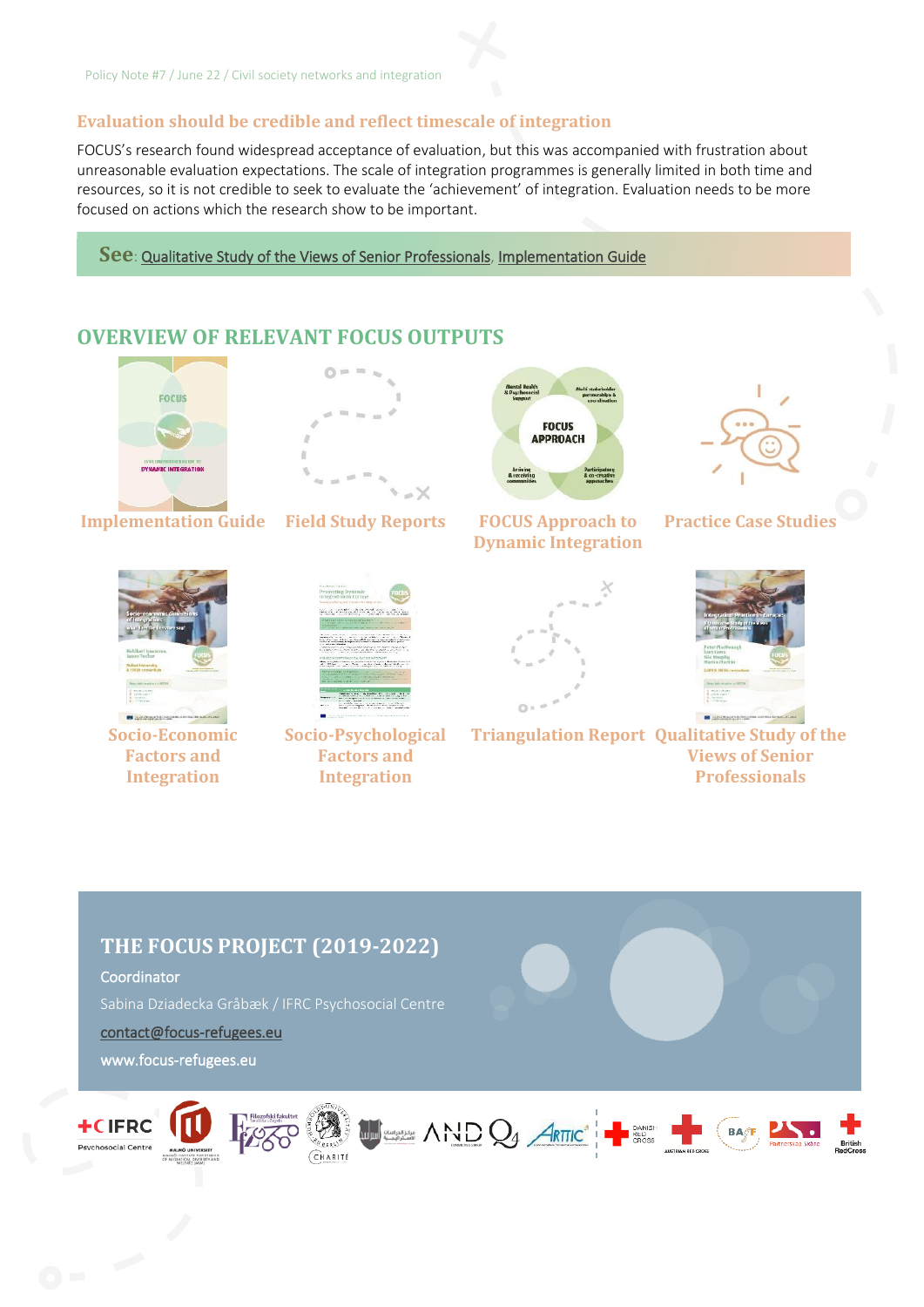## Evaluation should be credible and reflect timescale of integration

FOCUS's research found widespread acceptance of evaluation, but this was accompanied with frustration about unreasonable evaluation expectations. The scale of integration programmes is generally limited in both time and resources, so it is not credible to seek to evaluate the 'achievement' of integration. Evaluation needs to be more focused on actions which the research show to be important.

**See**: Qualitative Study of the Views of Senior Professionals, Implementation Guide

## OVERVIEW OF RELEVANT FOCUS OUTPUTS

- Implementation Guide
- Field Study Reports
- FOCUS Approach to Dynamic Integration
- Practice Case Studies
- Socio-Economic Factors and Integration
- Socio-Psychological Factors and Integration
- Triangulation Report
- Qualitative Study of the Views of Senior Professionals

## THE FOCUS PROJECT (2019-2022)

Coordinator

Sabina Dziadecka Gråbæk / IFRC Psychosocial Centre

contact@focus-refugees.eu

www.focus-refugees.eu